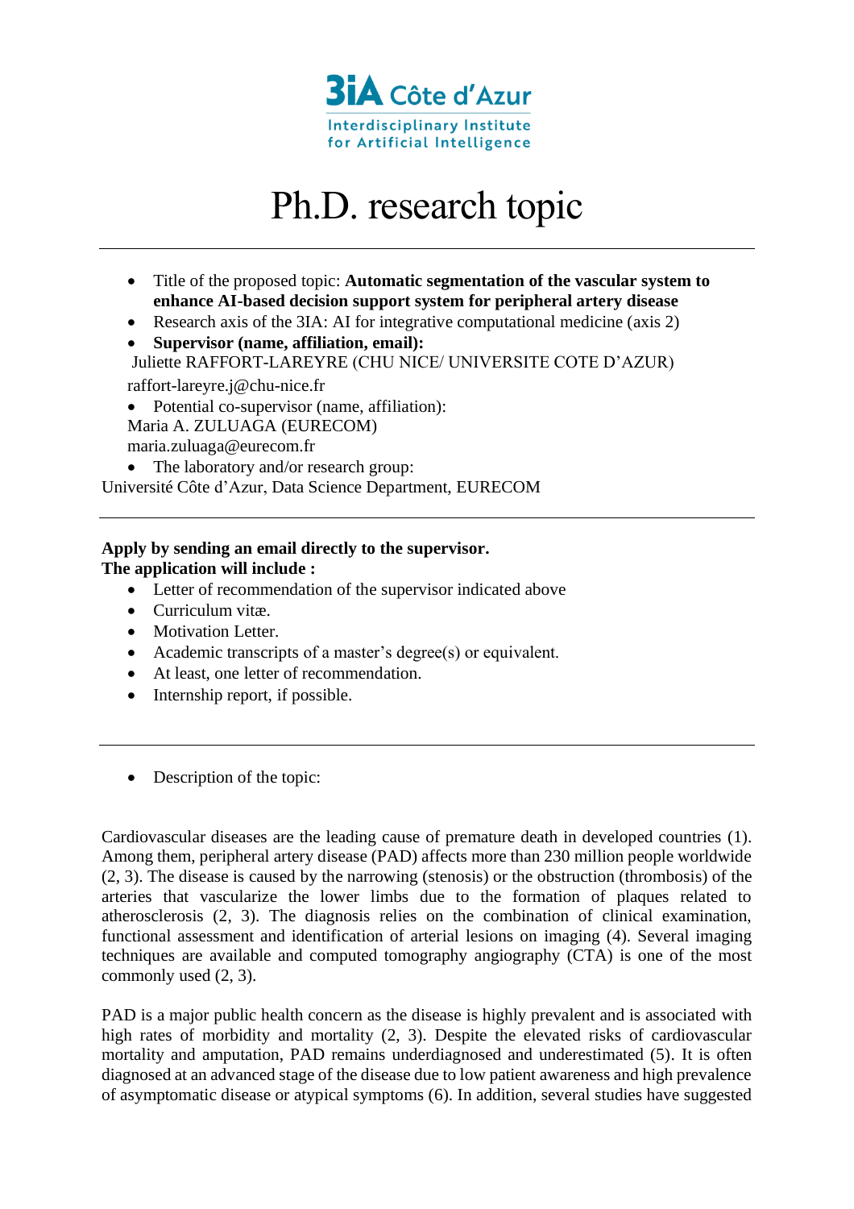3iA Côte d'Azur
Interdisciplinary Institute for Artificial Intelligence

# Ph.D. research topic

---

- Title of the proposed topic: **Automatic segmentation of the vascular system to enhance AI-based decision support system for peripheral artery disease**
- Research axis of the 3IA: AI for integrative computational medicine (axis 2)
- **Supervisor (name, affiliation, email):**

Juliette RAFFORT-LAREYRE (CHU NICE/ UNIVERSITE COTE D'AZUR)
raffort-lareyre.j@chu-nice.fr

- Potential co-supervisor (name, affiliation):

Maria A. ZULUAGA (EURECOM)
maria.zuluaga@eurecom.fr

- The laboratory and/or research group:

Université Côte d'Azur, Data Science Department, EURECOM

---

**Apply by sending an email directly to the supervisor.**
**The application will include :**

- Letter of recommendation of the supervisor indicated above
- Curriculum vitæ.
- Motivation Letter.
- Academic transcripts of a master's degree(s) or equivalent.
- At least, one letter of recommendation.
- Internship report, if possible.

---

- Description of the topic:

Cardiovascular diseases are the leading cause of premature death in developed countries (1). Among them, peripheral artery disease (PAD) affects more than 230 million people worldwide (2, 3). The disease is caused by the narrowing (stenosis) or the obstruction (thrombosis) of the arteries that vascularize the lower limbs due to the formation of plaques related to atherosclerosis (2, 3). The diagnosis relies on the combination of clinical examination, functional assessment and identification of arterial lesions on imaging (4). Several imaging techniques are available and computed tomography angiography (CTA) is one of the most commonly used (2, 3).

PAD is a major public health concern as the disease is highly prevalent and is associated with high rates of morbidity and mortality (2, 3). Despite the elevated risks of cardiovascular mortality and amputation, PAD remains underdiagnosed and underestimated (5). It is often diagnosed at an advanced stage of the disease due to low patient awareness and high prevalence of asymptomatic disease or atypical symptoms (6). In addition, several studies have suggested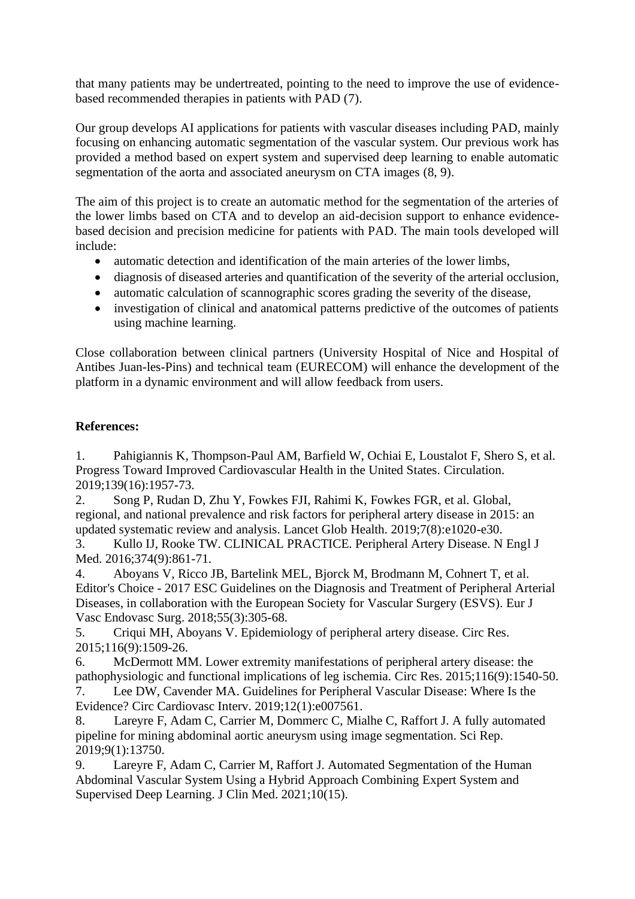that many patients may be undertreated, pointing to the need to improve the use of evidence-based recommended therapies in patients with PAD (7).

Our group develops AI applications for patients with vascular diseases including PAD, mainly focusing on enhancing automatic segmentation of the vascular system. Our previous work has provided a method based on expert system and supervised deep learning to enable automatic segmentation of the aorta and associated aneurysm on CTA images (8, 9).

The aim of this project is to create an automatic method for the segmentation of the arteries of the lower limbs based on CTA and to develop an aid-decision support to enhance evidence-based decision and precision medicine for patients with PAD. The main tools developed will include:

- automatic detection and identification of the main arteries of the lower limbs,
- diagnosis of diseased arteries and quantification of the severity of the arterial occlusion,
- automatic calculation of scannographic scores grading the severity of the disease,
- investigation of clinical and anatomical patterns predictive of the outcomes of patients using machine learning.

Close collaboration between clinical partners (University Hospital of Nice and Hospital of Antibes Juan-les-Pins) and technical team (EURECOM) will enhance the development of the platform in a dynamic environment and will allow feedback from users.

**References:**

1. Pahigiannis K, Thompson-Paul AM, Barfield W, Ochiai E, Loustalot F, Shero S, et al. Progress Toward Improved Cardiovascular Health in the United States. Circulation. 2019;139(16):1957-73.
2. Song P, Rudan D, Zhu Y, Fowkes FJI, Rahimi K, Fowkes FGR, et al. Global, regional, and national prevalence and risk factors for peripheral artery disease in 2015: an updated systematic review and analysis. Lancet Glob Health. 2019;7(8):e1020-e30.
3. Kullo IJ, Rooke TW. CLINICAL PRACTICE. Peripheral Artery Disease. N Engl J Med. 2016;374(9):861-71.
4. Aboyans V, Ricco JB, Bartelink MEL, Bjorck M, Brodmann M, Cohnert T, et al. Editor's Choice - 2017 ESC Guidelines on the Diagnosis and Treatment of Peripheral Arterial Diseases, in collaboration with the European Society for Vascular Surgery (ESVS). Eur J Vasc Endovasc Surg. 2018;55(3):305-68.
5. Criqui MH, Aboyans V. Epidemiology of peripheral artery disease. Circ Res. 2015;116(9):1509-26.
6. McDermott MM. Lower extremity manifestations of peripheral artery disease: the pathophysiologic and functional implications of leg ischemia. Circ Res. 2015;116(9):1540-50.
7. Lee DW, Cavender MA. Guidelines for Peripheral Vascular Disease: Where Is the Evidence? Circ Cardiovasc Interv. 2019;12(1):e007561.
8. Lareyre F, Adam C, Carrier M, Dommerc C, Mialhe C, Raffort J. A fully automated pipeline for mining abdominal aortic aneurysm using image segmentation. Sci Rep. 2019;9(1):13750.
9. Lareyre F, Adam C, Carrier M, Raffort J. Automated Segmentation of the Human Abdominal Vascular System Using a Hybrid Approach Combining Expert System and Supervised Deep Learning. J Clin Med. 2021;10(15).